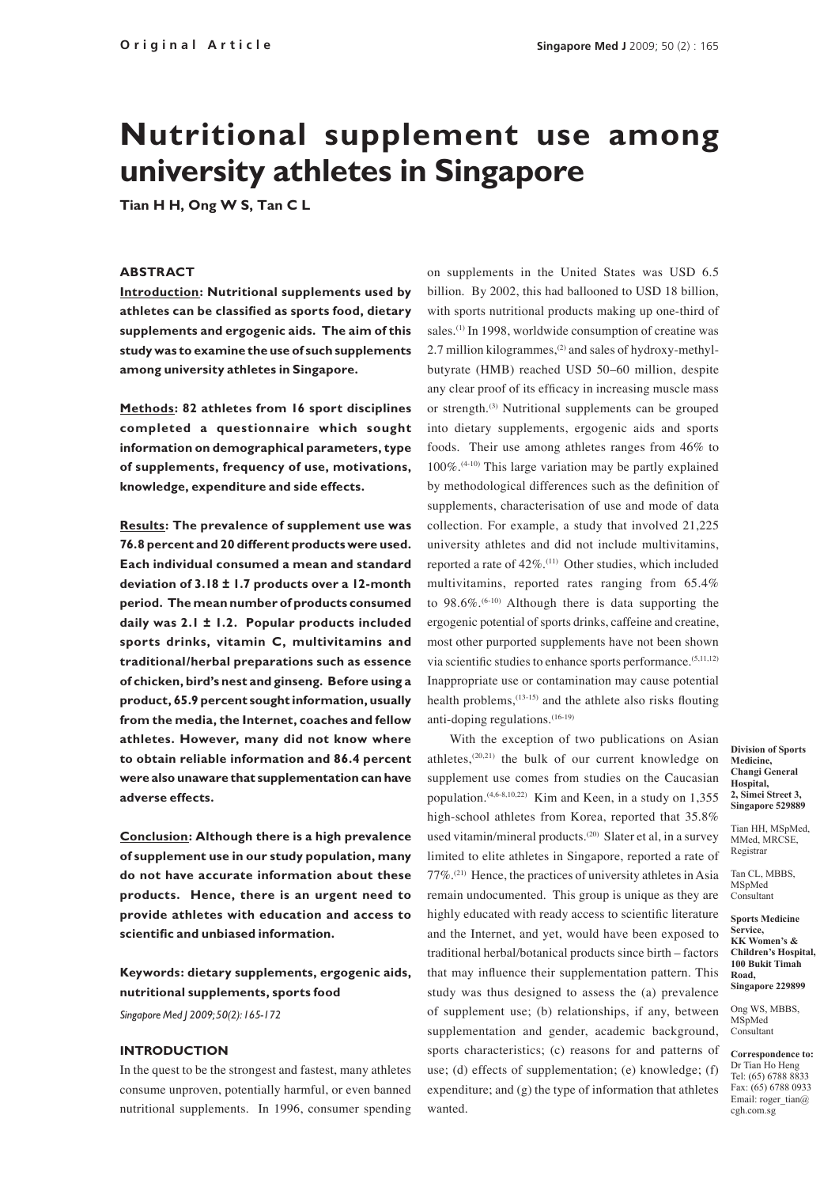Original Article

# Nutritional supplement use among university athletes in Singapore

Tian H H, Ong W S, Tan C L

## ABSTRACT

**Introduction: Nutritional supplements used by athletes can be classified as sports food, dietary supplements and ergogenic aids. The aim of this study was to examine the use of such supplements among university athletes in Singapore.**

**Methods: 82 athletes from 16 sport disciplines completed a questionnaire which sought information on demographical parameters, type of supplements, frequency of use, motivations, knowledge, expenditure and side effects.**

**Results: The prevalence of supplement use was 76.8 percent and 20 different products were used. Each individual consumed a mean and standard deviation of 3.18 ± 1.7 products over a 12-month period. The mean number of products consumed daily was 2.1 ± 1.2. Popular products included sports drinks, vitamin C, multivitamins and traditional/herbal preparations such as essence of chicken, bird's nest and ginseng. Before using a product, 65.9 percent sought information, usually from the media, the Internet, coaches and fellow athletes. However, many did not know where to obtain reliable information and 86.4 percent were also unaware that supplementation can have adverse effects.**

**Conclusion: Although there is a high prevalence of supplement use in our study population, many do not have accurate information about these products. Hence, there is an urgent need to provide athletes with education and access to scientific and unbiased information.**

**Keywords: dietary supplements, ergogenic aids, nutritional supplements, sports food**

*Singapore Med J 2009; 50(2): 165-172*

## INTRODUCTION

In the quest to be the strongest and fastest, many athletes consume unproven, potentially harmful, or even banned nutritional supplements. In 1996, consumer spending on supplements in the United States was USD 6.5 billion. By 2002, this had ballooned to USD 18 billion, with sports nutritional products making up one-third of sales.[1] In 1998, worldwide consumption of creatine was 2.7 million kilogrammes,[2] and sales of hydroxy-methyl-butyrate (HMB) reached USD 50–60 million, despite any clear proof of its efficacy in increasing muscle mass or strength.[3] Nutritional supplements can be grouped into dietary supplements, ergogenic aids and sports foods. Their use among athletes ranges from 46% to 100%.[4-10] This large variation may be partly explained by methodological differences such as the definition of supplements, characterisation of use and mode of data collection. For example, a study that involved 21,225 university athletes and did not include multivitamins, reported a rate of 42%.[11] Other studies, which included multivitamins, reported rates ranging from 65.4% to 98.6%.[6-10] Although there is data supporting the ergogenic potential of sports drinks, caffeine and creatine, most other purported supplements have not been shown via scientific studies to enhance sports performance.[5,11,12] Inappropriate use or contamination may cause potential health problems,[13-15] and the athlete also risks flouting anti-doping regulations.[16-19]

With the exception of two publications on Asian athletes,[20,21] the bulk of our current knowledge on supplement use comes from studies on the Caucasian population.[4,6-8,10,22] Kim and Keen, in a study on 1,355 high-school athletes from Korea, reported that 35.8% used vitamin/mineral products.[20] Slater et al, in a survey limited to elite athletes in Singapore, reported a rate of 77%.[21] Hence, the practices of university athletes in Asia remain undocumented. This group is unique as they are highly educated with ready access to scientific literature and the Internet, and yet, would have been exposed to traditional herbal/botanical products since birth – factors that may influence their supplementation pattern. This study was thus designed to assess the (a) prevalence of supplement use; (b) relationships, if any, between supplementation and gender, academic background, sports characteristics; (c) reasons for and patterns of use; (d) effects of supplementation; (e) knowledge; (f) expenditure; and (g) the type of information that athletes wanted.

**Division of Sports Medicine, Changi General Hospital, 2, Simei Street 3, Singapore 529889**

Tian HH, MSpMed, MMed, MRCSE, Registrar

Tan CL, MBBS, MSpMed Consultant

**Sports Medicine Service, KK Women's & Children's Hospital, 100 Bukit Timah Road, Singapore 229899**

Ong WS, MBBS, MSpMed Consultant

**Correspondence to:** Dr Tian Ho Heng Tel: (65) 6788 8833 Fax: (65) 6788 0933 Email: roger_tian@cgh.com.sg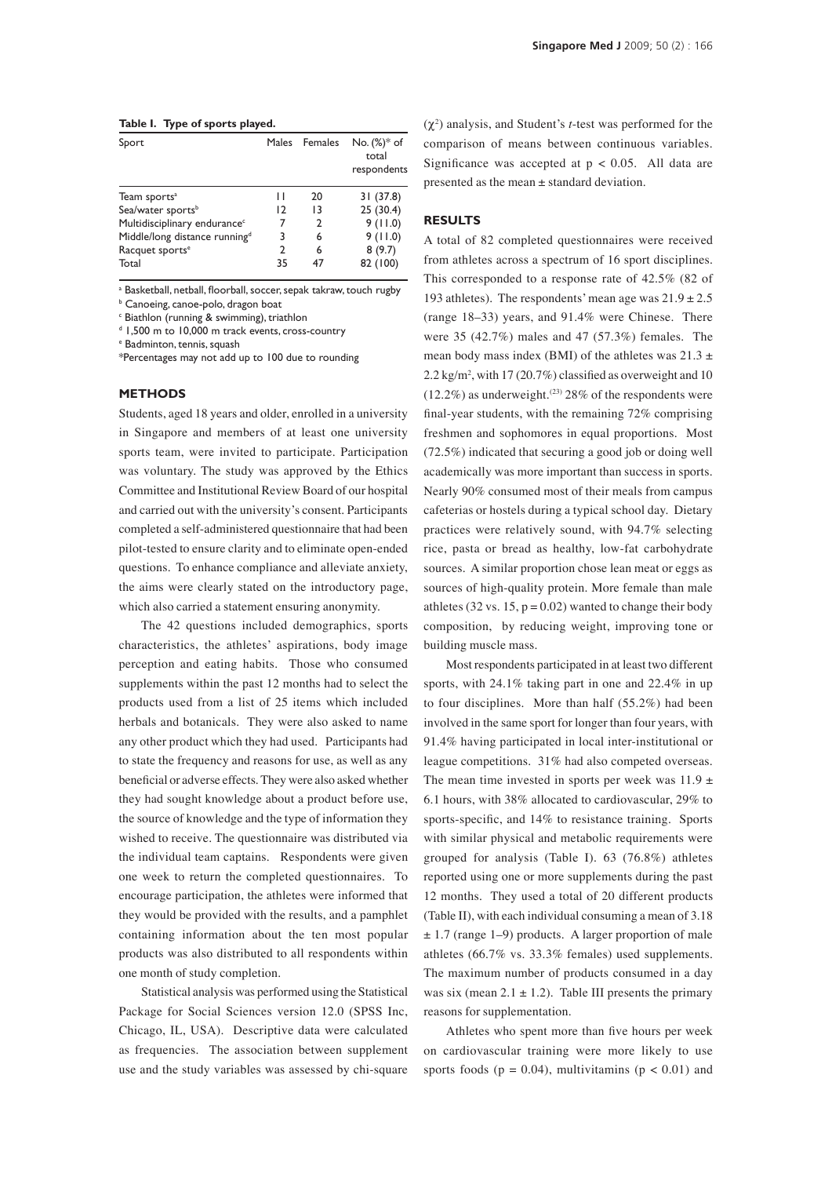**Table I. Type of sports played.**

| Sport | Males | Females | No. (%)* of total respondents |
|---|---|---|---|
| Team sports[a] | 11 | 20 | 31 (37.8) |
| Sea/water sports[b] | 12 | 13 | 25 (30.4) |
| Multidisciplinary endurance[c] | 7 | 2 | 9 (11.0) |
| Middle/long distance running[d] | 3 | 6 | 9 (11.0) |
| Racquet sports[e] | 2 | 6 | 8 (9.7) |
| Total | 35 | 47 | 82 (100) |

[a] Basketball, netball, floorball, soccer, sepak takraw, touch rugby
[b] Canoeing, canoe-polo, dragon boat
[c] Biathlon (running & swimming), triathlon
[d] 1,500 m to 10,000 m track events, cross-country
[e] Badminton, tennis, squash
*Percentages may not add up to 100 due to rounding

## METHODS

Students, aged 18 years and older, enrolled in a university in Singapore and members of at least one university sports team, were invited to participate. Participation was voluntary. The study was approved by the Ethics Committee and Institutional Review Board of our hospital and carried out with the university's consent. Participants completed a self-administered questionnaire that had been pilot-tested to ensure clarity and to eliminate open-ended questions. To enhance compliance and alleviate anxiety, the aims were clearly stated on the introductory page, which also carried a statement ensuring anonymity.

The 42 questions included demographics, sports characteristics, the athletes' aspirations, body image perception and eating habits. Those who consumed supplements within the past 12 months had to select the products used from a list of 25 items which included herbals and botanicals. They were also asked to name any other product which they had used. Participants had to state the frequency and reasons for use, as well as any beneficial or adverse effects. They were also asked whether they had sought knowledge about a product before use, the source of knowledge and the type of information they wished to receive. The questionnaire was distributed via the individual team captains. Respondents were given one week to return the completed questionnaires. To encourage participation, the athletes were informed that they would be provided with the results, and a pamphlet containing information about the ten most popular products was also distributed to all respondents within one month of study completion.

Statistical analysis was performed using the Statistical Package for Social Sciences version 12.0 (SPSS Inc, Chicago, IL, USA). Descriptive data were calculated as frequencies. The association between supplement use and the study variables was assessed by chi-square ($\chi^2$) analysis, and Student's *t*-test was performed for the comparison of means between continuous variables. Significance was accepted at $p < 0.05$. All data are presented as the mean ± standard deviation.

## RESULTS

A total of 82 completed questionnaires were received from athletes across a spectrum of 16 sport disciplines. This corresponded to a response rate of 42.5% (82 of 193 athletes). The respondents' mean age was 21.9 ± 2.5 (range 18–33) years, and 91.4% were Chinese. There were 35 (42.7%) males and 47 (57.3%) females. The mean body mass index (BMI) of the athletes was 21.3 ± 2.2 kg/m$^2$, with 17 (20.7%) classified as overweight and 10 (12.2%) as underweight.[23] 28% of the respondents were final-year students, with the remaining 72% comprising freshmen and sophomores in equal proportions. Most (72.5%) indicated that securing a good job or doing well academically was more important than success in sports. Nearly 90% consumed most of their meals from campus cafeterias or hostels during a typical school day. Dietary practices were relatively sound, with 94.7% selecting rice, pasta or bread as healthy, low-fat carbohydrate sources. A similar proportion chose lean meat or eggs as sources of high-quality protein. More female than male athletes (32 vs. 15, $p = 0.02$) wanted to change their body composition, by reducing weight, improving tone or building muscle mass.

Most respondents participated in at least two different sports, with 24.1% taking part in one and 22.4% in up to four disciplines. More than half (55.2%) had been involved in the same sport for longer than four years, with 91.4% having participated in local inter-institutional or league competitions. 31% had also competed overseas. The mean time invested in sports per week was 11.9 ± 6.1 hours, with 38% allocated to cardiovascular, 29% to sports-specific, and 14% to resistance training. Sports with similar physical and metabolic requirements were grouped for analysis (Table I). 63 (76.8%) athletes reported using one or more supplements during the past 12 months. They used a total of 20 different products (Table II), with each individual consuming a mean of 3.18 ± 1.7 (range 1–9) products. A larger proportion of male athletes (66.7% vs. 33.3% females) used supplements. The maximum number of products consumed in a day was six (mean 2.1 ± 1.2). Table III presents the primary reasons for supplementation.

Athletes who spent more than five hours per week on cardiovascular training were more likely to use sports foods ($p = 0.04$), multivitamins ($p < 0.01$) and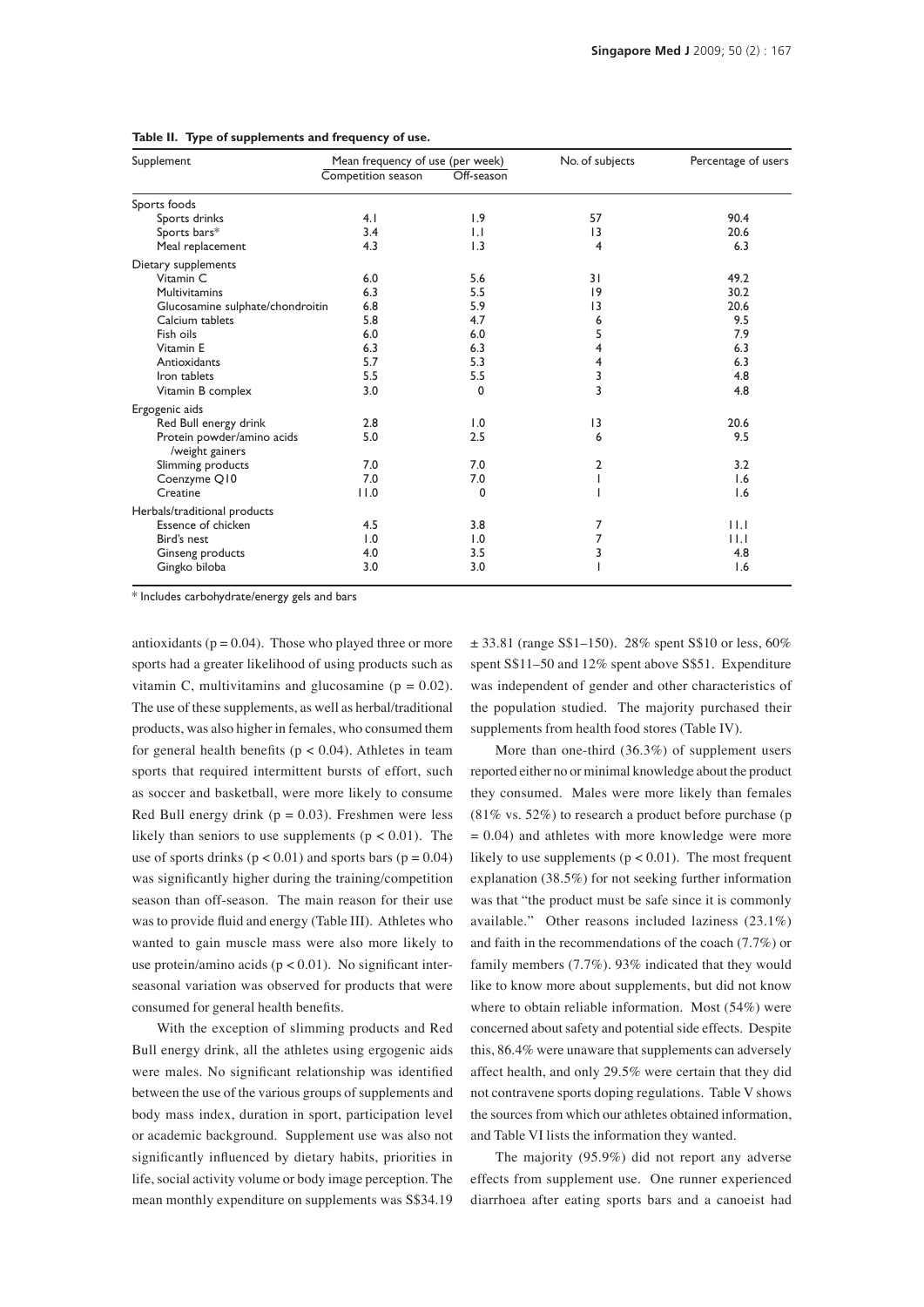**Table II. Type of supplements and frequency of use.**

| Supplement | Mean frequency of use (per week) | | No. of subjects | Percentage of users |
|---|---|---|---|---|
| | Competition season | Off-season | | |
| **Sports foods** | | | | |
| Sports drinks | 4.1 | 1.9 | 57 | 90.4 |
| Sports bars* | 3.4 | 1.1 | 13 | 20.6 |
| Meal replacement | 4.3 | 1.3 | 4 | 6.3 |
| **Dietary supplements** | | | | |
| Vitamin C | 6.0 | 5.6 | 31 | 49.2 |
| Multivitamins | 6.3 | 5.5 | 19 | 30.2 |
| Glucosamine sulphate/chondroitin | 6.8 | 5.9 | 13 | 20.6 |
| Calcium tablets | 5.8 | 4.7 | 6 | 9.5 |
| Fish oils | 6.0 | 6.0 | 5 | 7.9 |
| Vitamin E | 6.3 | 6.3 | 4 | 6.3 |
| Antioxidants | 5.7 | 5.3 | 4 | 6.3 |
| Iron tablets | 5.5 | 5.5 | 3 | 4.8 |
| Vitamin B complex | 3.0 | 0 | 3 | 4.8 |
| **Ergogenic aids** | | | | |
| Red Bull energy drink | 2.8 | 1.0 | 13 | 20.6 |
| Protein powder/amino acids /weight gainers | 5.0 | 2.5 | 6 | 9.5 |
| Slimming products | 7.0 | 7.0 | 2 | 3.2 |
| Coenzyme Q10 | 7.0 | 7.0 | 1 | 1.6 |
| Creatine | 11.0 | 0 | 1 | 1.6 |
| **Herbals/traditional products** | | | | |
| Essence of chicken | 4.5 | 3.8 | 7 | 11.1 |
| Bird's nest | 1.0 | 1.0 | 7 | 11.1 |
| Ginseng products | 4.0 | 3.5 | 3 | 4.8 |
| Gingko biloba | 3.0 | 3.0 | 1 | 1.6 |

\* Includes carbohydrate/energy gels and bars

antioxidants ($p = 0.04$). Those who played three or more sports had a greater likelihood of using products such as vitamin C, multivitamins and glucosamine ($p = 0.02$). The use of these supplements, as well as herbal/traditional products, was also higher in females, who consumed them for general health benefits ($p < 0.04$). Athletes in team sports that required intermittent bursts of effort, such as soccer and basketball, were more likely to consume Red Bull energy drink ($p = 0.03$). Freshmen were less likely than seniors to use supplements ($p < 0.01$). The use of sports drinks ($p < 0.01$) and sports bars ($p = 0.04$) was significantly higher during the training/competition season than off-season. The main reason for their use was to provide fluid and energy (Table III). Athletes who wanted to gain muscle mass were also more likely to use protein/amino acids ($p < 0.01$). No significant inter-seasonal variation was observed for products that were consumed for general health benefits.

With the exception of slimming products and Red Bull energy drink, all the athletes using ergogenic aids were males. No significant relationship was identified between the use of the various groups of supplements and body mass index, duration in sport, participation level or academic background. Supplement use was also not significantly influenced by dietary habits, priorities in life, social activity volume or body image perception. The mean monthly expenditure on supplements was S$34.19 ± 33.81 (range S$1–150). 28% spent S$10 or less, 60% spent S$11–50 and 12% spent above S$51. Expenditure was independent of gender and other characteristics of the population studied. The majority purchased their supplements from health food stores (Table IV).

More than one-third (36.3%) of supplement users reported either no or minimal knowledge about the product they consumed. Males were more likely than females (81% vs. 52%) to research a product before purchase ($p = 0.04$) and athletes with more knowledge were more likely to use supplements ($p < 0.01$). The most frequent explanation (38.5%) for not seeking further information was that "the product must be safe since it is commonly available." Other reasons included laziness (23.1%) and faith in the recommendations of the coach (7.7%) or family members (7.7%). 93% indicated that they would like to know more about supplements, but did not know where to obtain reliable information. Most (54%) were concerned about safety and potential side effects. Despite this, 86.4% were unaware that supplements can adversely affect health, and only 29.5% were certain that they did not contravene sports doping regulations. Table V shows the sources from which our athletes obtained information, and Table VI lists the information they wanted.

The majority (95.9%) did not report any adverse effects from supplement use. One runner experienced diarrhoea after eating sports bars and a canoeist had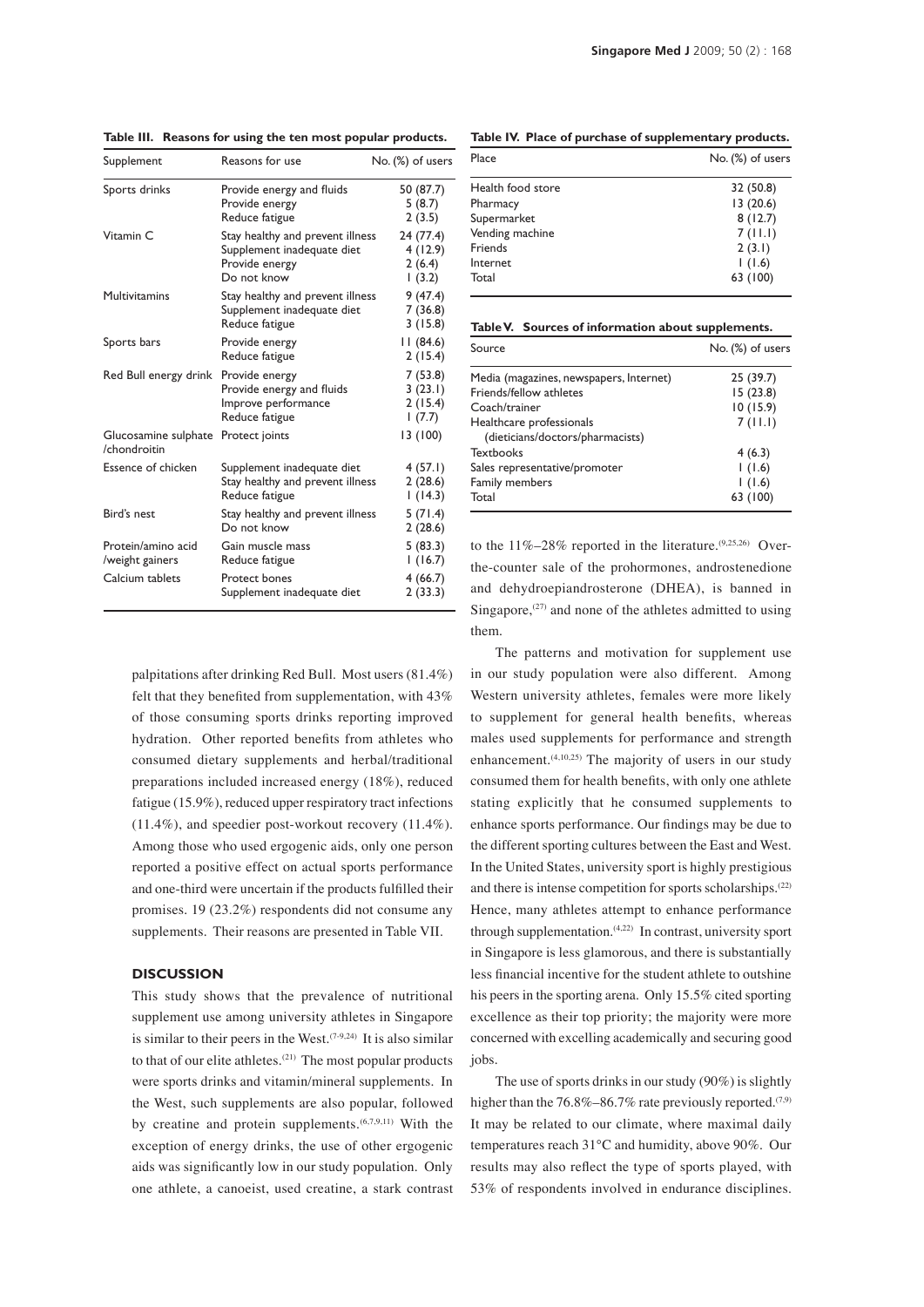**Table III. Reasons for using the ten most popular products.**

| Supplement | Reasons for use | No. (%) of users |
|---|---|---|
| Sports drinks | Provide energy and fluids | 50 (87.7) |
| | Provide energy | 5 (8.7) |
| | Reduce fatigue | 2 (3.5) |
| Vitamin C | Stay healthy and prevent illness | 24 (77.4) |
| | Supplement inadequate diet | 4 (12.9) |
| | Provide energy | 2 (6.4) |
| | Do not know | 1 (3.2) |
| Multivitamins | Stay healthy and prevent illness | 9 (47.4) |
| | Supplement inadequate diet | 7 (36.8) |
| | Reduce fatigue | 3 (15.8) |
| Sports bars | Provide energy | 11 (84.6) |
| | Reduce fatigue | 2 (15.4) |
| Red Bull energy drink | Provide energy | 7 (53.8) |
| | Provide energy and fluids | 3 (23.1) |
| | Improve performance | 2 (15.4) |
| | Reduce fatigue | 1 (7.7) |
| Glucosamine sulphate /chondroitin | Protect joints | 13 (100) |
| Essence of chicken | Supplement inadequate diet | 4 (57.1) |
| | Stay healthy and prevent illness | 2 (28.6) |
| | Reduce fatigue | 1 (14.3) |
| Bird's nest | Stay healthy and prevent illness | 5 (71.4) |
| | Do not know | 2 (28.6) |
| Protein/amino acid /weight gainers | Gain muscle mass | 5 (83.3) |
| | Reduce fatigue | 1 (16.7) |
| Calcium tablets | Protect bones | 4 (66.7) |
| | Supplement inadequate diet | 2 (33.3) |

**Table IV. Place of purchase of supplementary products.**

| Place | No. (%) of users |
|---|---|
| Health food store | 32 (50.8) |
| Pharmacy | 13 (20.6) |
| Supermarket | 8 (12.7) |
| Vending machine | 7 (11.1) |
| Friends | 2 (3.1) |
| Internet | 1 (1.6) |
| Total | 63 (100) |

**Table V. Sources of information about supplements.**

| Source | No. (%) of users |
|---|---|
| Media (magazines, newspapers, Internet) | 25 (39.7) |
| Friends/fellow athletes | 15 (23.8) |
| Coach/trainer | 10 (15.9) |
| Healthcare professionals (dieticians/doctors/pharmacists) | 7 (11.1) |
| Textbooks | 4 (6.3) |
| Sales representative/promoter | 1 (1.6) |
| Family members | 1 (1.6) |
| Total | 63 (100) |

palpitations after drinking Red Bull. Most users (81.4%) felt that they benefited from supplementation, with 43% of those consuming sports drinks reporting improved hydration. Other reported benefits from athletes who consumed dietary supplements and herbal/traditional preparations included increased energy (18%), reduced fatigue (15.9%), reduced upper respiratory tract infections (11.4%), and speedier post-workout recovery (11.4%). Among those who used ergogenic aids, only one person reported a positive effect on actual sports performance and one-third were uncertain if the products fulfilled their promises. 19 (23.2%) respondents did not consume any supplements. Their reasons are presented in Table VII.

## DISCUSSION

This study shows that the prevalence of nutritional supplement use among university athletes in Singapore is similar to their peers in the West.[7-9,24] It is also similar to that of our elite athletes.[21] The most popular products were sports drinks and vitamin/mineral supplements. In the West, such supplements are also popular, followed by creatine and protein supplements.[6,7,9,11] With the exception of energy drinks, the use of other ergogenic aids was significantly low in our study population. Only one athlete, a canoeist, used creatine, a stark contrast to the 11%–28% reported in the literature.[9,25,26] Over-the-counter sale of the prohormones, androstenedione and dehydroepiandrosterone (DHEA), is banned in Singapore,[27] and none of the athletes admitted to using them.

The patterns and motivation for supplement use in our study population were also different. Among Western university athletes, females were more likely to supplement for general health benefits, whereas males used supplements for performance and strength enhancement.[4,10,25] The majority of users in our study consumed them for health benefits, with only one athlete stating explicitly that he consumed supplements to enhance sports performance. Our findings may be due to the different sporting cultures between the East and West. In the United States, university sport is highly prestigious and there is intense competition for sports scholarships.[22] Hence, many athletes attempt to enhance performance through supplementation.[4,22] In contrast, university sport in Singapore is less glamorous, and there is substantially less financial incentive for the student athlete to outshine his peers in the sporting arena. Only 15.5% cited sporting excellence as their top priority; the majority were more concerned with excelling academically and securing good jobs.

The use of sports drinks in our study (90%) is slightly higher than the 76.8%–86.7% rate previously reported.[7,9] It may be related to our climate, where maximal daily temperatures reach 31°C and humidity, above 90%. Our results may also reflect the type of sports played, with 53% of respondents involved in endurance disciplines.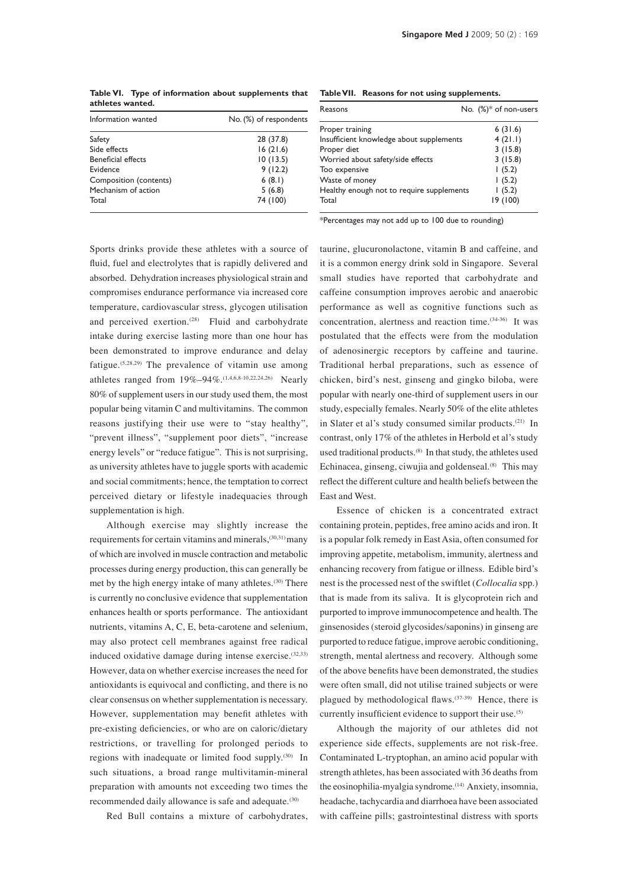**Table VI. Type of information about supplements that athletes wanted.**

| Information wanted | No. (%) of respondents |
|---|---|
| Safety | 28 (37.8) |
| Side effects | 16 (21.6) |
| Beneficial effects | 10 (13.5) |
| Evidence | 9 (12.2) |
| Composition (contents) | 6 (8.1) |
| Mechanism of action | 5 (6.8) |
| Total | 74 (100) |

**Table VII. Reasons for not using supplements.**

| Reasons | No. (%)* of non-users |
|---|---|
| Proper training | 6 (31.6) |
| Insufficient knowledge about supplements | 4 (21.1) |
| Proper diet | 3 (15.8) |
| Worried about safety/side effects | 3 (15.8) |
| Too expensive | 1 (5.2) |
| Waste of money | 1 (5.2) |
| Healthy enough not to require supplements | 1 (5.2) |
| Total | 19 (100) |

*Percentages may not add up to 100 due to rounding)

Sports drinks provide these athletes with a source of fluid, fuel and electrolytes that is rapidly delivered and absorbed. Dehydration increases physiological strain and compromises endurance performance via increased core temperature, cardiovascular stress, glycogen utilisation and perceived exertion.[28] Fluid and carbohydrate intake during exercise lasting more than one hour has been demonstrated to improve endurance and delay fatigue.[5,28,29] The prevalence of vitamin use among athletes ranged from 19%–94%.[1,4,6,8-10,22,24,26] Nearly 80% of supplement users in our study used them, the most popular being vitamin C and multivitamins. The common reasons justifying their use were to "stay healthy", "prevent illness", "supplement poor diets", "increase energy levels" or "reduce fatigue". This is not surprising, as university athletes have to juggle sports with academic and social commitments; hence, the temptation to correct perceived dietary or lifestyle inadequacies through supplementation is high.

Although exercise may slightly increase the requirements for certain vitamins and minerals,[30,31] many of which are involved in muscle contraction and metabolic processes during energy production, this can generally be met by the high energy intake of many athletes.[30] There is currently no conclusive evidence that supplementation enhances health or sports performance. The antioxidant nutrients, vitamins A, C, E, beta-carotene and selenium, may also protect cell membranes against free radical induced oxidative damage during intense exercise.[32,33] However, data on whether exercise increases the need for antioxidants is equivocal and conflicting, and there is no clear consensus on whether supplementation is necessary. However, supplementation may benefit athletes with pre-existing deficiencies, or who are on caloric/dietary restrictions, or travelling for prolonged periods to regions with inadequate or limited food supply.[30] In such situations, a broad range multivitamin-mineral preparation with amounts not exceeding two times the recommended daily allowance is safe and adequate.[30]

Red Bull contains a mixture of carbohydrates, taurine, glucuronolactone, vitamin B and caffeine, and it is a common energy drink sold in Singapore. Several small studies have reported that carbohydrate and caffeine consumption improves aerobic and anaerobic performance as well as cognitive functions such as concentration, alertness and reaction time.[34-36] It was postulated that the effects were from the modulation of adenosinergic receptors by caffeine and taurine. Traditional herbal preparations, such as essence of chicken, bird's nest, ginseng and gingko biloba, were popular with nearly one-third of supplement users in our study, especially females. Nearly 50% of the elite athletes in Slater et al's study consumed similar products.[21] In contrast, only 17% of the athletes in Herbold et al's study used traditional products.[8] In that study, the athletes used Echinacea, ginseng, ciwujia and goldenseal.[8] This may reflect the different culture and health beliefs between the East and West.

Essence of chicken is a concentrated extract containing protein, peptides, free amino acids and iron. It is a popular folk remedy in East Asia, often consumed for improving appetite, metabolism, immunity, alertness and enhancing recovery from fatigue or illness. Edible bird's nest is the processed nest of the swiftlet (*Collocalia* spp.) that is made from its saliva. It is glycoprotein rich and purported to improve immunocompetence and health. The ginsenosides (steroid glycosides/saponins) in ginseng are purported to reduce fatigue, improve aerobic conditioning, strength, mental alertness and recovery. Although some of the above benefits have been demonstrated, the studies were often small, did not utilise trained subjects or were plagued by methodological flaws.[37-39] Hence, there is currently insufficient evidence to support their use.[5]

Although the majority of our athletes did not experience side effects, supplements are not risk-free. Contaminated L-tryptophan, an amino acid popular with strength athletes, has been associated with 36 deaths from the eosinophilia-myalgia syndrome.[14] Anxiety, insomnia, headache, tachycardia and diarrhoea have been associated with caffeine pills; gastrointestinal distress with sports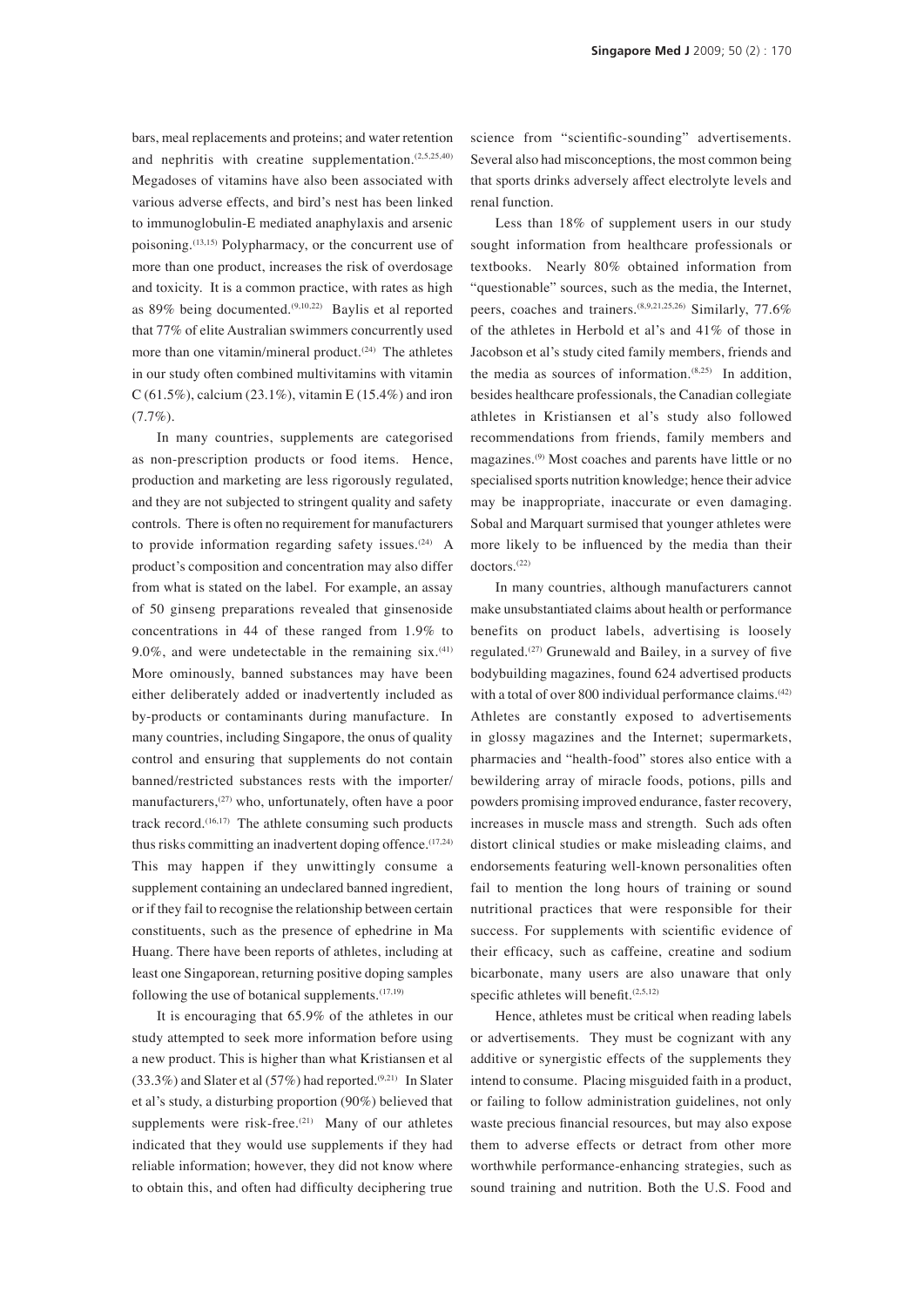bars, meal replacements and proteins; and water retention and nephritis with creatine supplementation.[2,5,25,40) Megadoses of vitamins have also been associated with various adverse effects, and bird's nest has been linked to immunoglobulin-E mediated anaphylaxis and arsenic poisoning.[13,15] Polypharmacy, or the concurrent use of more than one product, increases the risk of overdosage and toxicity. It is a common practice, with rates as high as 89% being documented.[9,10,22] Baylis et al reported that 77% of elite Australian swimmers concurrently used more than one vitamin/mineral product.[24] The athletes in our study often combined multivitamins with vitamin C (61.5%), calcium (23.1%), vitamin E (15.4%) and iron (7.7%).

In many countries, supplements are categorised as non-prescription products or food items. Hence, production and marketing are less rigorously regulated, and they are not subjected to stringent quality and safety controls. There is often no requirement for manufacturers to provide information regarding safety issues.[24] A product's composition and concentration may also differ from what is stated on the label. For example, an assay of 50 ginseng preparations revealed that ginsenoside concentrations in 44 of these ranged from 1.9% to 9.0%, and were undetectable in the remaining six.[41] More ominously, banned substances may have been either deliberately added or inadvertently included as by-products or contaminants during manufacture. In many countries, including Singapore, the onus of quality control and ensuring that supplements do not contain banned/restricted substances rests with the importer/manufacturers,[27] who, unfortunately, often have a poor track record.[16,17] The athlete consuming such products thus risks committing an inadvertent doping offence.[17,24] This may happen if they unwittingly consume a supplement containing an undeclared banned ingredient, or if they fail to recognise the relationship between certain constituents, such as the presence of ephedrine in Ma Huang. There have been reports of athletes, including at least one Singaporean, returning positive doping samples following the use of botanical supplements.[17,19]

It is encouraging that 65.9% of the athletes in our study attempted to seek more information before using a new product. This is higher than what Kristiansen et al (33.3%) and Slater et al (57%) had reported.[9,21] In Slater et al's study, a disturbing proportion (90%) believed that supplements were risk-free.[21] Many of our athletes indicated that they would use supplements if they had reliable information; however, they did not know where to obtain this, and often had difficulty deciphering true science from "scientific-sounding" advertisements. Several also had misconceptions, the most common being that sports drinks adversely affect electrolyte levels and renal function.

Less than 18% of supplement users in our study sought information from healthcare professionals or textbooks. Nearly 80% obtained information from "questionable" sources, such as the media, the Internet, peers, coaches and trainers.[8,9,21,25,26] Similarly, 77.6% of the athletes in Herbold et al's and 41% of those in Jacobson et al's study cited family members, friends and the media as sources of information.[8,25] In addition, besides healthcare professionals, the Canadian collegiate athletes in Kristiansen et al's study also followed recommendations from friends, family members and magazines.[9] Most coaches and parents have little or no specialised sports nutrition knowledge; hence their advice may be inappropriate, inaccurate or even damaging. Sobal and Marquart surmised that younger athletes were more likely to be influenced by the media than their doctors.[22]

In many countries, although manufacturers cannot make unsubstantiated claims about health or performance benefits on product labels, advertising is loosely regulated.[27] Grunewald and Bailey, in a survey of five bodybuilding magazines, found 624 advertised products with a total of over 800 individual performance claims.[42] Athletes are constantly exposed to advertisements in glossy magazines and the Internet; supermarkets, pharmacies and "health-food" stores also entice with a bewildering array of miracle foods, potions, pills and powders promising improved endurance, faster recovery, increases in muscle mass and strength. Such ads often distort clinical studies or make misleading claims, and endorsements featuring well-known personalities often fail to mention the long hours of training or sound nutritional practices that were responsible for their success. For supplements with scientific evidence of their efficacy, such as caffeine, creatine and sodium bicarbonate, many users are also unaware that only specific athletes will benefit.[2,5,12]

Hence, athletes must be critical when reading labels or advertisements. They must be cognizant with any additive or synergistic effects of the supplements they intend to consume. Placing misguided faith in a product, or failing to follow administration guidelines, not only waste precious financial resources, but may also expose them to adverse effects or detract from other more worthwhile performance-enhancing strategies, such as sound training and nutrition. Both the U.S. Food and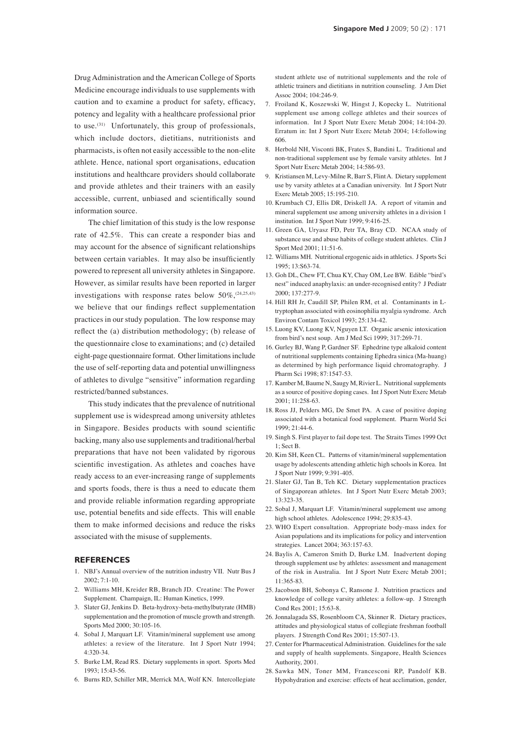Drug Administration and the American College of Sports Medicine encourage individuals to use supplements with caution and to examine a product for safety, efficacy, potency and legality with a healthcare professional prior to use.[31] Unfortunately, this group of professionals, which include doctors, dietitians, nutritionists and pharmacists, is often not easily accessible to the non-elite athlete. Hence, national sport organisations, education institutions and healthcare providers should collaborate and provide athletes and their trainers with an easily accessible, current, unbiased and scientifically sound information source.

The chief limitation of this study is the low response rate of 42.5%. This can create a responder bias and may account for the absence of significant relationships between certain variables. It may also be insufficiently powered to represent all university athletes in Singapore. However, as similar results have been reported in larger investigations with response rates below 50%,[24,25,43] we believe that our findings reflect supplementation practices in our study population. The low response may reflect the (a) distribution methodology; (b) release of the questionnaire close to examinations; and (c) detailed eight-page questionnaire format. Other limitations include the use of self-reporting data and potential unwillingness of athletes to divulge "sensitive" information regarding restricted/banned substances.

This study indicates that the prevalence of nutritional supplement use is widespread among university athletes in Singapore. Besides products with sound scientific backing, many also use supplements and traditional/herbal preparations that have not been validated by rigorous scientific investigation. As athletes and coaches have ready access to an ever-increasing range of supplements and sports foods, there is thus a need to educate them and provide reliable information regarding appropriate use, potential benefits and side effects. This will enable them to make informed decisions and reduce the risks associated with the misuse of supplements.

## REFERENCES

1. NBJ's Annual overview of the nutrition industry VII. Nutr Bus J 2002; 7:1-10.
2. Williams MH, Kreider RB, Branch JD. Creatine: The Power Supplement. Champaign, IL: Human Kinetics, 1999.
3. Slater GJ, Jenkins D. Beta-hydroxy-beta-methylbutyrate (HMB) supplementation and the promotion of muscle growth and strength. Sports Med 2000; 30:105-16.
4. Sobal J, Marquart LF. Vitamin/mineral supplement use among athletes: a review of the literature. Int J Sport Nutr 1994; 4:320-34.
5. Burke LM, Read RS. Dietary supplements in sport. Sports Med 1993; 15:43-56.
6. Burns RD, Schiller MR, Merrick MA, Wolf KN. Intercollegiate student athlete use of nutritional supplements and the role of athletic trainers and dietitians in nutrition counseling. J Am Diet Assoc 2004; 104:246-9.
7. Froiland K, Koszewski W, Hingst J, Kopecky L. Nutritional supplement use among college athletes and their sources of information. Int J Sport Nutr Exerc Metab 2004; 14:104-20. Erratum in: Int J Sport Nutr Exerc Metab 2004; 14:following 606.
8. Herbold NH, Visconti BK, Frates S, Bandini L. Traditional and non-traditional supplement use by female varsity athletes. Int J Sport Nutr Exerc Metab 2004; 14:586-93.
9. Kristiansen M, Levy-Milne R, Barr S, Flint A. Dietary supplement use by varsity athletes at a Canadian university. Int J Sport Nutr Exerc Metab 2005; 15:195-210.
10. Krumbach CJ, Ellis DR, Driskell JA. A report of vitamin and mineral supplement use among university athletes in a division 1 institution. Int J Sport Nutr 1999; 9:416-25.
11. Green GA, Uryasz FD, Petr TA, Bray CD. NCAA study of substance use and abuse habits of college student athletes. Clin J Sport Med 2001; 11:51-6.
12. Williams MH. Nutritional ergogenic aids in athletics. J Sports Sci 1995; 13:S63-74.
13. Goh DL, Chew FT, Chua KY, Chay OM, Lee BW. Edible "bird's nest" induced anaphylaxis: an under-recognised entity? J Pediatr 2000; 137:277-9.
14. Hill RH Jr, Caudill SP, Philen RM, et al. Contaminants in L-tryptophan associated with eosinophilia myalgia syndrome. Arch Environ Contam Toxicol 1993; 25:134-42.
15. Luong KV, Luong KV, Nguyen LT. Organic arsenic intoxication from bird's nest soup. Am J Med Sci 1999; 317:269-71.
16. Gurley BJ, Wang P, Gardner SF. Ephedrine type alkaloid content of nutritional supplements containing Ephedra sinica (Ma-huang) as determined by high performance liquid chromatography. J Pharm Sci 1998; 87:1547-53.
17. Kamber M, Baume N, Saugy M, Rivier L. Nutritional supplements as a source of positive doping cases. Int J Sport Nutr Exerc Metab 2001; 11:258-63.
18. Ross JJ, Pelders MG, De Smet PA. A case of positive doping associated with a botanical food supplement. Pharm World Sci 1999; 21:44-6.
19. Singh S. First player to fail dope test. The Straits Times 1999 Oct 1; Sect B.
20. Kim SH, Keen CL. Patterns of vitamin/mineral supplementation usage by adolescents attending athletic high schools in Korea. Int J Sport Nutr 1999; 9:391-405.
21. Slater GJ, Tan B, Teh KC. Dietary supplementation practices of Singaporean athletes. Int J Sport Nutr Exerc Metab 2003; 13:323-35.
22. Sobal J, Marquart LF. Vitamin/mineral supplement use among high school athletes. Adolescence 1994; 29:835-43.
23. WHO Expert consultation. Appropriate body-mass index for Asian populations and its implications for policy and intervention strategies. Lancet 2004; 363:157-63.
24. Baylis A, Cameron Smith D, Burke LM. Inadvertent doping through supplement use by athletes: assessment and management of the risk in Australia. Int J Sport Nutr Exerc Metab 2001; 11:365-83.
25. Jacobson BH, Sobonya C, Ransone J. Nutrition practices and knowledge of college varsity athletes: a follow-up. J Strength Cond Res 2001; 15:63-8.
26. Jonnalagada SS, Rosenbloom CA, Skinner R. Dietary practices, attitudes and physiological status of collegiate freshman football players. J Strength Cond Res 2001; 15:507-13.
27. Center for Pharmaceutical Administration. Guidelines for the sale and supply of health supplements. Singapore, Health Sciences Authority, 2001.
28. Sawka MN, Toner MM, Francesconi RP, Pandolf KB. Hypohydration and exercise: effects of heat acclimation, gender,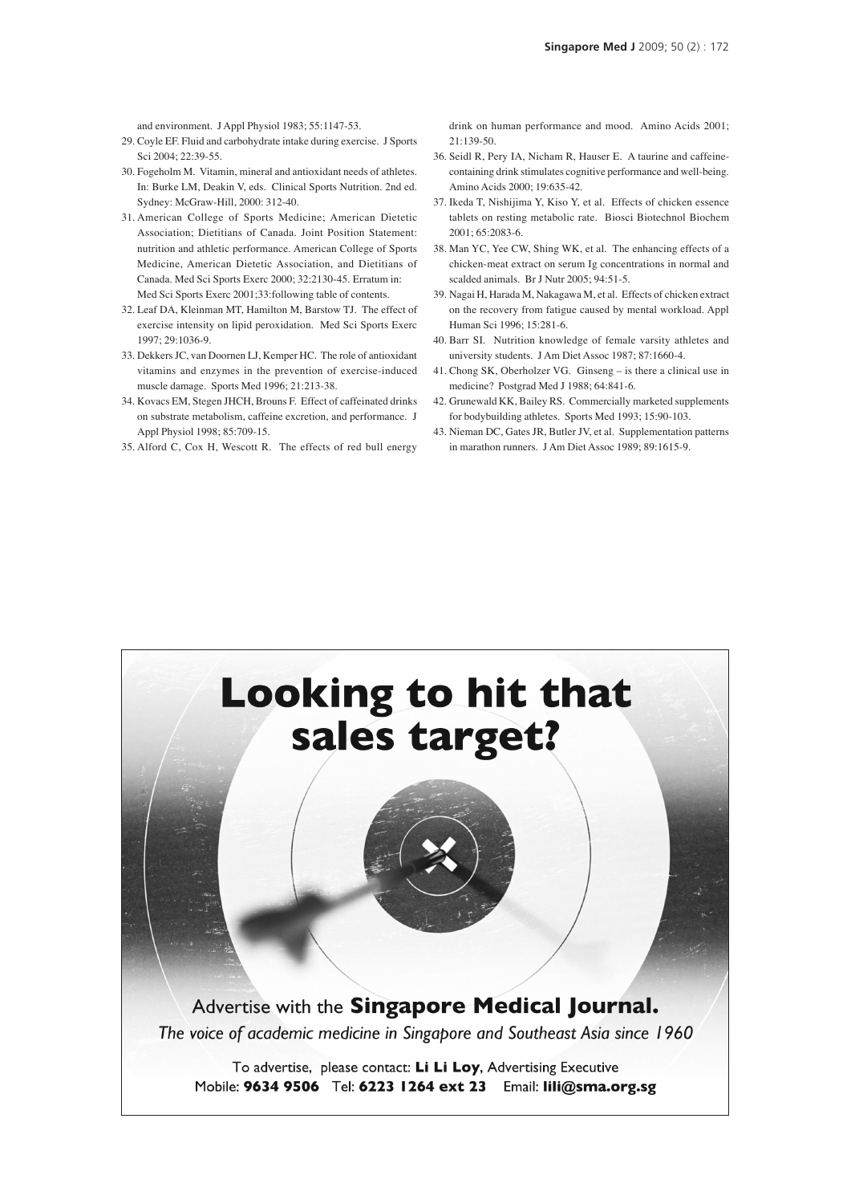and environment. J Appl Physiol 1983; 55:1147-53.

29. Coyle EF. Fluid and carbohydrate intake during exercise. J Sports Sci 2004; 22:39-55.
30. Fogeholm M. Vitamin, mineral and antioxidant needs of athletes. In: Burke LM, Deakin V, eds. Clinical Sports Nutrition. 2nd ed. Sydney: McGraw-Hill, 2000: 312-40.
31. American College of Sports Medicine; American Dietetic Association; Dietitians of Canada. Joint Position Statement: nutrition and athletic performance. American College of Sports Medicine, American Dietetic Association, and Dietitians of Canada. Med Sci Sports Exerc 2000; 32:2130-45. Erratum in: Med Sci Sports Exerc 2001;33:following table of contents.
32. Leaf DA, Kleinman MT, Hamilton M, Barstow TJ. The effect of exercise intensity on lipid peroxidation. Med Sci Sports Exerc 1997; 29:1036-9.
33. Dekkers JC, van Doornen LJ, Kemper HC. The role of antioxidant vitamins and enzymes in the prevention of exercise-induced muscle damage. Sports Med 1996; 21:213-38.
34. Kovacs EM, Stegen JHCH, Brouns F. Effect of caffeinated drinks on substrate metabolism, caffeine excretion, and performance. J Appl Physiol 1998; 85:709-15.
35. Alford C, Cox H, Wescott R. The effects of red bull energy drink on human performance and mood. Amino Acids 2001; 21:139-50.
36. Seidl R, Pery IA, Nicham R, Hauser E. A taurine and caffeine-containing drink stimulates cognitive performance and well-being. Amino Acids 2000; 19:635-42.
37. Ikeda T, Nishijima Y, Kiso Y, et al. Effects of chicken essence tablets on resting metabolic rate. Biosci Biotechnol Biochem 2001; 65:2083-6.
38. Man YC, Yee CW, Shing WK, et al. The enhancing effects of a chicken-meat extract on serum Ig concentrations in normal and scalded animals. Br J Nutr 2005; 94:51-5.
39. Nagai H, Harada M, Nakagawa M, et al. Effects of chicken extract on the recovery from fatigue caused by mental workload. Appl Human Sci 1996; 15:281-6.
40. Barr SI. Nutrition knowledge of female varsity athletes and university students. J Am Diet Assoc 1987; 87:1660-4.
41. Chong SK, Oberholzer VG. Ginseng – is there a clinical use in medicine? Postgrad Med J 1988; 64:841-6.
42. Grunewald KK, Bailey RS. Commercially marketed supplements for bodybuilding athletes. Sports Med 1993; 15:90-103.
43. Nieman DC, Gates JR, Butler JV, et al. Supplementation patterns in marathon runners. J Am Diet Assoc 1989; 89:1615-9.

# Looking to hit that sales target?

Advertise with the **Singapore Medical Journal.**

*The voice of academic medicine in Singapore and Southeast Asia since 1960*

To advertise, please contact: **Li Li Loy**, Advertising Executive
Mobile: **9634 9506** Tel: **6223 1264 ext 23** Email: **lili@sma.org.sg**